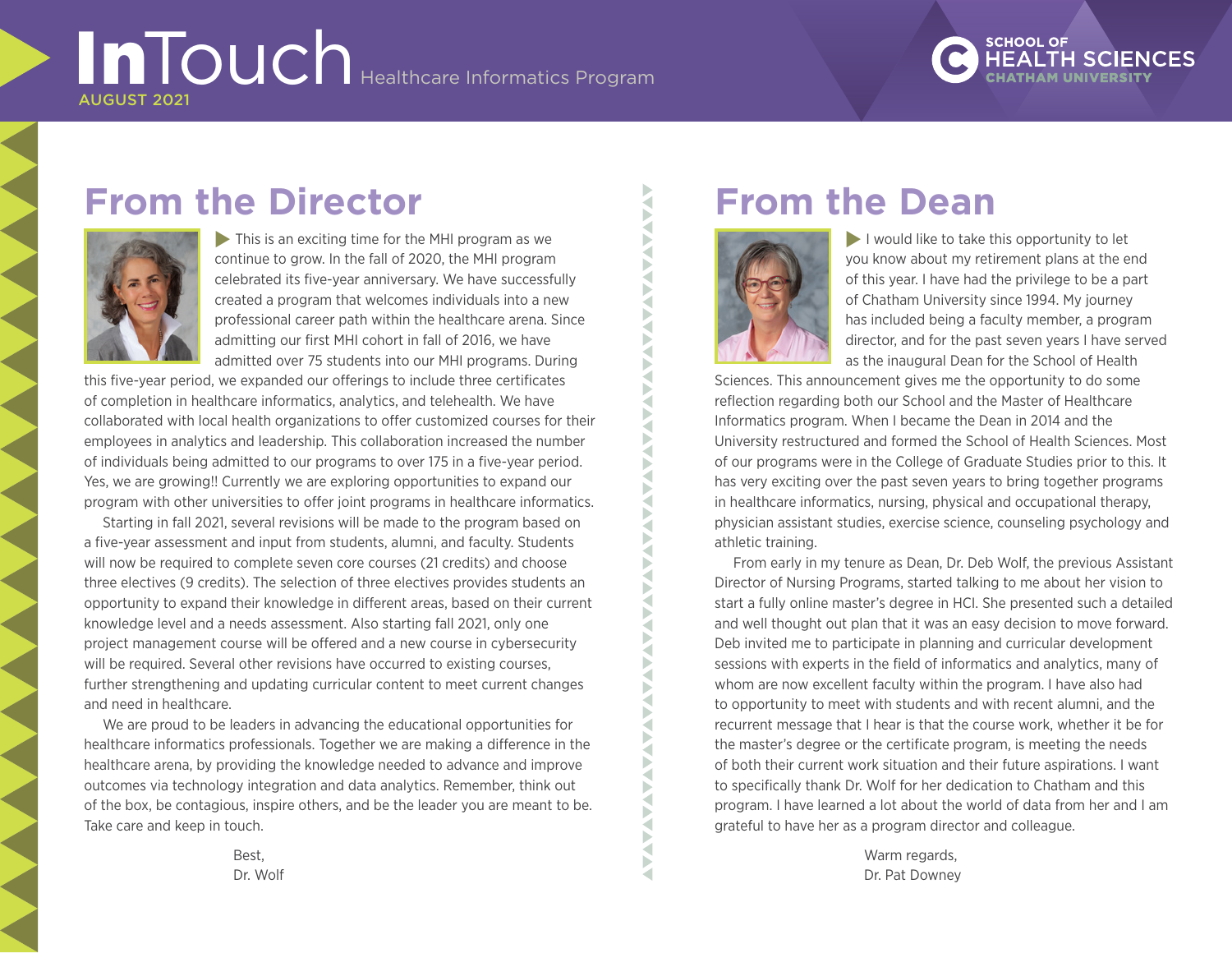# InTouch Healthcare Informatics Program

AUGUST 2021

SCHOOL OF HEALTH SCIENCES
CHATHAM UNIVERSITY

## From the Director

This is an exciting time for the MHI program as we continue to grow. In the fall of 2020, the MHI program celebrated its five-year anniversary. We have successfully created a program that welcomes individuals into a new professional career path within the healthcare arena. Since admitting our first MHI cohort in fall of 2016, we have admitted over 75 students into our MHI programs. During this five-year period, we expanded our offerings to include three certificates of completion in healthcare informatics, analytics, and telehealth. We have collaborated with local health organizations to offer customized courses for their employees in analytics and leadership. This collaboration increased the number of individuals being admitted to our programs to over 175 in a five-year period. Yes, we are growing!! Currently we are exploring opportunities to expand our program with other universities to offer joint programs in healthcare informatics.

Starting in fall 2021, several revisions will be made to the program based on a five-year assessment and input from students, alumni, and faculty. Students will now be required to complete seven core courses (21 credits) and choose three electives (9 credits). The selection of three electives provides students an opportunity to expand their knowledge in different areas, based on their current knowledge level and a needs assessment. Also starting fall 2021, only one project management course will be offered and a new course in cybersecurity will be required. Several other revisions have occurred to existing courses, further strengthening and updating curricular content to meet current changes and need in healthcare.

We are proud to be leaders in advancing the educational opportunities for healthcare informatics professionals. Together we are making a difference in the healthcare arena, by providing the knowledge needed to advance and improve outcomes via technology integration and data analytics. Remember, think out of the box, be contagious, inspire others, and be the leader you are meant to be. Take care and keep in touch.

Best,
Dr. Wolf

## From the Dean

I would like to take this opportunity to let you know about my retirement plans at the end of this year. I have had the privilege to be a part of Chatham University since 1994. My journey has included being a faculty member, a program director, and for the past seven years I have served as the inaugural Dean for the School of Health Sciences. This announcement gives me the opportunity to do some reflection regarding both our School and the Master of Healthcare Informatics program. When I became the Dean in 2014 and the University restructured and formed the School of Health Sciences. Most of our programs were in the College of Graduate Studies prior to this. It has very exciting over the past seven years to bring together programs in healthcare informatics, nursing, physical and occupational therapy, physician assistant studies, exercise science, counseling psychology and athletic training.

From early in my tenure as Dean, Dr. Deb Wolf, the previous Assistant Director of Nursing Programs, started talking to me about her vision to start a fully online master's degree in HCI. She presented such a detailed and well thought out plan that it was an easy decision to move forward. Deb invited me to participate in planning and curricular development sessions with experts in the field of informatics and analytics, many of whom are now excellent faculty within the program. I have also had to opportunity to meet with students and with recent alumni, and the recurrent message that I hear is that the course work, whether it be for the master's degree or the certificate program, is meeting the needs of both their current work situation and their future aspirations. I want to specifically thank Dr. Wolf for her dedication to Chatham and this program. I have learned a lot about the world of data from her and I am grateful to have her as a program director and colleague.

Warm regards,
Dr. Pat Downey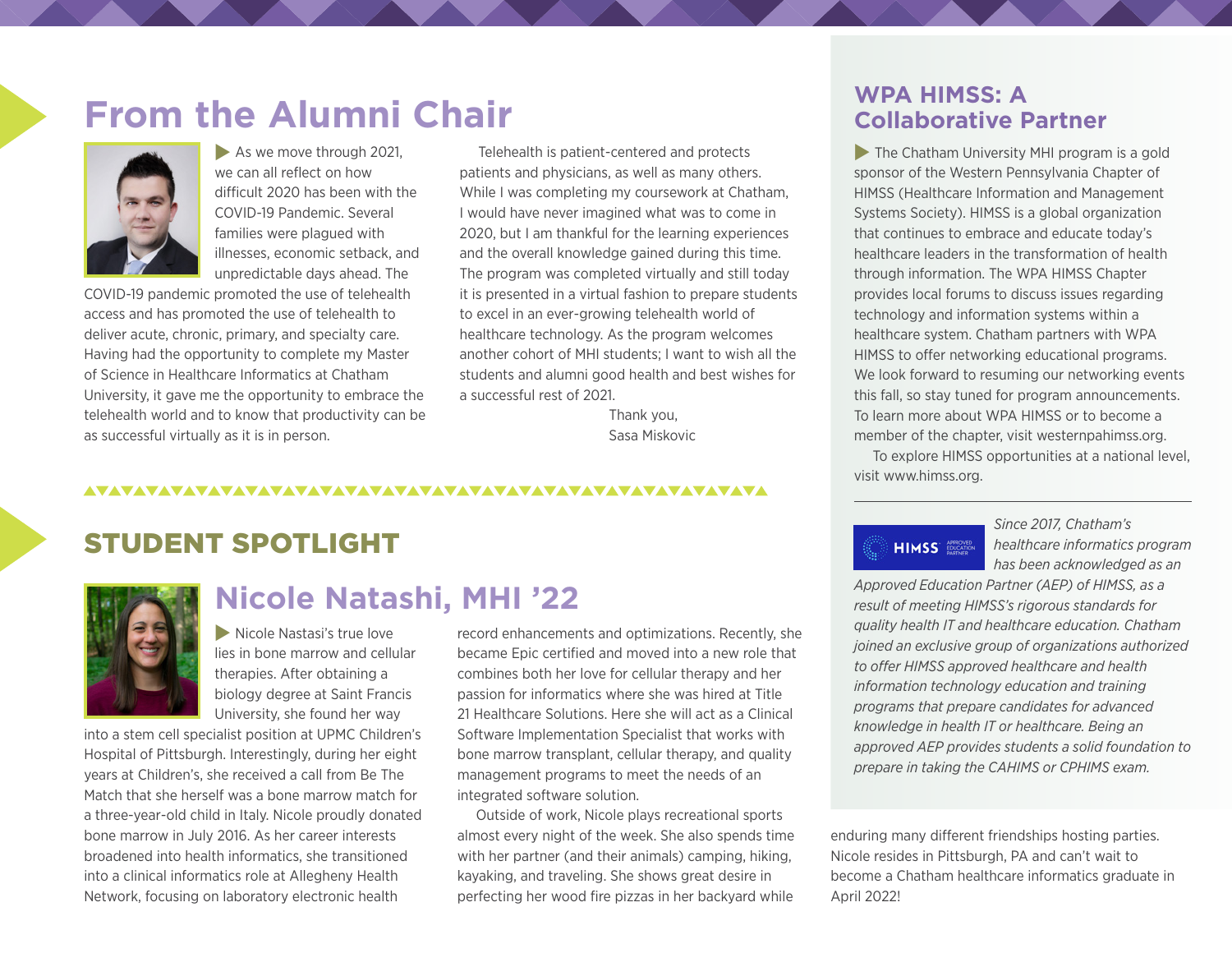# From the Alumni Chair

As we move through 2021, we can all reflect on how difficult 2020 has been with the COVID-19 Pandemic. Several families were plagued with illnesses, economic setback, and unpredictable days ahead. The COVID-19 pandemic promoted the use of telehealth access and has promoted the use of telehealth to deliver acute, chronic, primary, and specialty care. Having had the opportunity to complete my Master of Science in Healthcare Informatics at Chatham University, it gave me the opportunity to embrace the telehealth world and to know that productivity can be as successful virtually as it is in person.

Telehealth is patient-centered and protects patients and physicians, as well as many others. While I was completing my coursework at Chatham, I would have never imagined what was to come in 2020, but I am thankful for the learning experiences and the overall knowledge gained during this time. The program was completed virtually and still today it is presented in a virtual fashion to prepare students to excel in an ever-growing telehealth world of healthcare technology. As the program welcomes another cohort of MHI students; I want to wish all the students and alumni good health and best wishes for a successful rest of 2021.

Thank you,
Sasa Miskovic

## STUDENT SPOTLIGHT

### Nicole Natashi, MHI '22

Nicole Nastasi's true love lies in bone marrow and cellular therapies. After obtaining a biology degree at Saint Francis University, she found her way into a stem cell specialist position at UPMC Children's Hospital of Pittsburgh. Interestingly, during her eight years at Children's, she received a call from Be The Match that she herself was a bone marrow match for a three-year-old child in Italy. Nicole proudly donated bone marrow in July 2016. As her career interests broadened into health informatics, she transitioned into a clinical informatics role at Allegheny Health Network, focusing on laboratory electronic health record enhancements and optimizations. Recently, she became Epic certified and moved into a new role that combines both her love for cellular therapy and her passion for informatics where she was hired at Title 21 Healthcare Solutions. Here she will act as a Clinical Software Implementation Specialist that works with bone marrow transplant, cellular therapy, and quality management programs to meet the needs of an integrated software solution.

Outside of work, Nicole plays recreational sports almost every night of the week. She also spends time with her partner (and their animals) camping, hiking, kayaking, and traveling. She shows great desire in perfecting her wood fire pizzas in her backyard while enduring many different friendships hosting parties. Nicole resides in Pittsburgh, PA and can't wait to become a Chatham healthcare informatics graduate in April 2022!

## WPA HIMSS: A Collaborative Partner

The Chatham University MHI program is a gold sponsor of the Western Pennsylvania Chapter of HIMSS (Healthcare Information and Management Systems Society). HIMSS is a global organization that continues to embrace and educate today's healthcare leaders in the transformation of health through information. The WPA HIMSS Chapter provides local forums to discuss issues regarding technology and information systems within a healthcare system. Chatham partners with WPA HIMSS to offer networking educational programs. We look forward to resuming our networking events this fall, so stay tuned for program announcements. To learn more about WPA HIMSS or to become a member of the chapter, visit westernpahimss.org.

To explore HIMSS opportunities at a national level, visit www.himss.org.

*Since 2017, Chatham's healthcare informatics program has been acknowledged as an Approved Education Partner (AEP) of HIMSS, as a result of meeting HIMSS's rigorous standards for quality health IT and healthcare education. Chatham joined an exclusive group of organizations authorized to offer HIMSS approved healthcare and health information technology education and training programs that prepare candidates for advanced knowledge in health IT or healthcare. Being an approved AEP provides students a solid foundation to prepare in taking the CAHIMS or CPHIMS exam.*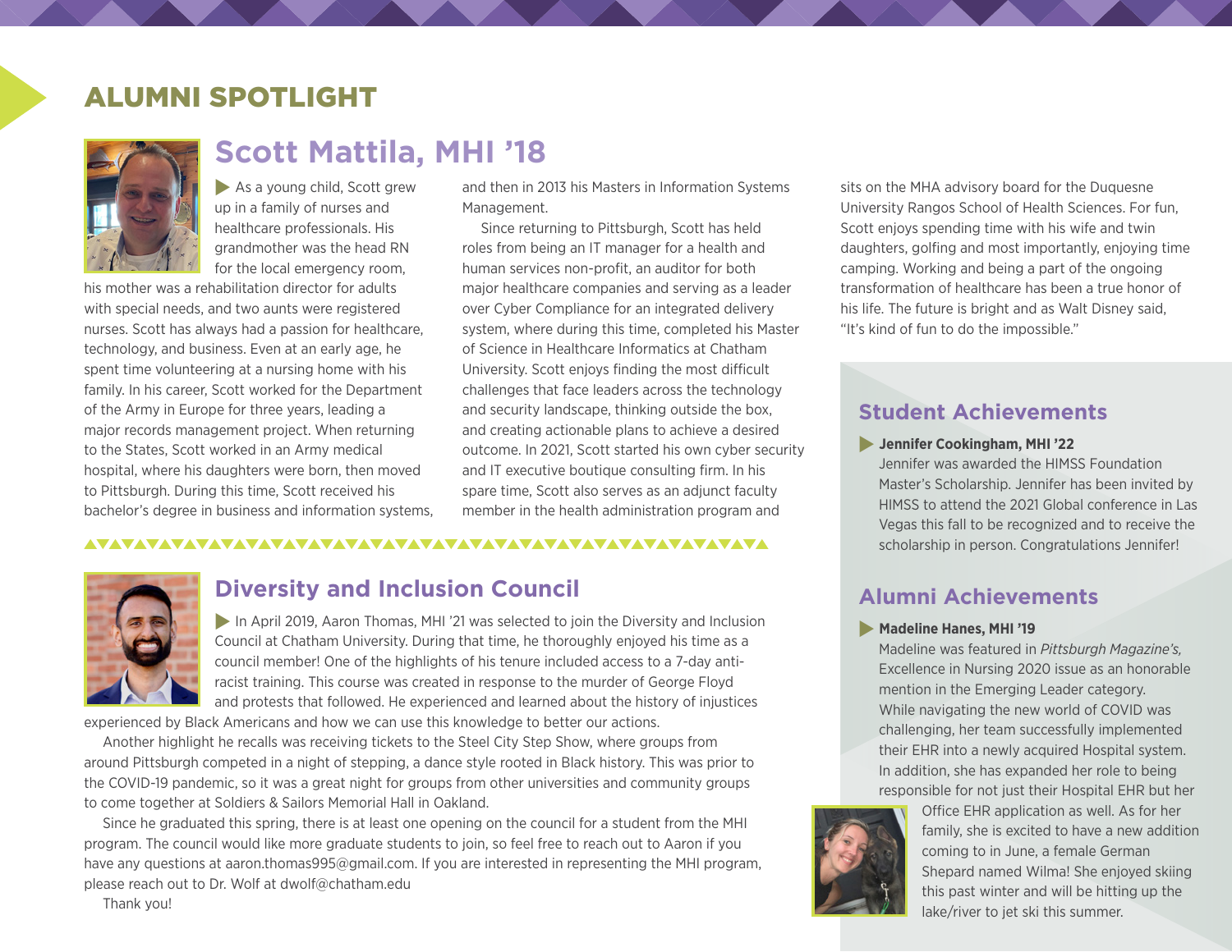# ALUMNI SPOTLIGHT

## Scott Mattila, MHI '18

As a young child, Scott grew up in a family of nurses and healthcare professionals. His grandmother was the head RN for the local emergency room, his mother was a rehabilitation director for adults with special needs, and two aunts were registered nurses. Scott has always had a passion for healthcare, technology, and business. Even at an early age, he spent time volunteering at a nursing home with his family. In his career, Scott worked for the Department of the Army in Europe for three years, leading a major records management project. When returning to the States, Scott worked in an Army medical hospital, where his daughters were born, then moved to Pittsburgh. During this time, Scott received his bachelor's degree in business and information systems, and then in 2013 his Masters in Information Systems Management.

Since returning to Pittsburgh, Scott has held roles from being an IT manager for a health and human services non-profit, an auditor for both major healthcare companies and serving as a leader over Cyber Compliance for an integrated delivery system, where during this time, completed his Master of Science in Healthcare Informatics at Chatham University. Scott enjoys finding the most difficult challenges that face leaders across the technology and security landscape, thinking outside the box, and creating actionable plans to achieve a desired outcome. In 2021, Scott started his own cyber security and IT executive boutique consulting firm. In his spare time, Scott also serves as an adjunct faculty member in the health administration program and sits on the MHA advisory board for the Duquesne University Rangos School of Health Sciences. For fun, Scott enjoys spending time with his wife and twin daughters, golfing and most importantly, enjoying time camping. Working and being a part of the ongoing transformation of healthcare has been a true honor of his life. The future is bright and as Walt Disney said, "It's kind of fun to do the impossible."

## Diversity and Inclusion Council

In April 2019, Aaron Thomas, MHI '21 was selected to join the Diversity and Inclusion Council at Chatham University. During that time, he thoroughly enjoyed his time as a council member! One of the highlights of his tenure included access to a 7-day anti-racist training. This course was created in response to the murder of George Floyd and protests that followed. He experienced and learned about the history of injustices experienced by Black Americans and how we can use this knowledge to better our actions.

Another highlight he recalls was receiving tickets to the Steel City Step Show, where groups from around Pittsburgh competed in a night of stepping, a dance style rooted in Black history. This was prior to the COVID-19 pandemic, so it was a great night for groups from other universities and community groups to come together at Soldiers & Sailors Memorial Hall in Oakland.

Since he graduated this spring, there is at least one opening on the council for a student from the MHI program. The council would like more graduate students to join, so feel free to reach out to Aaron if you have any questions at aaron.thomas995@gmail.com. If you are interested in representing the MHI program, please reach out to Dr. Wolf at dwolf@chatham.edu

Thank you!

## Student Achievements

**Jennifer Cookingham, MHI '22**

Jennifer was awarded the HIMSS Foundation Master's Scholarship. Jennifer has been invited by HIMSS to attend the 2021 Global conference in Las Vegas this fall to be recognized and to receive the scholarship in person. Congratulations Jennifer!

## Alumni Achievements

**Madeline Hanes, MHI '19**

Madeline was featured in *Pittsburgh Magazine's,* Excellence in Nursing 2020 issue as an honorable mention in the Emerging Leader category. While navigating the new world of COVID was challenging, her team successfully implemented their EHR into a newly acquired Hospital system. In addition, she has expanded her role to being responsible for not just their Hospital EHR but her Office EHR application as well. As for her family, she is excited to have a new addition coming to in June, a female German Shepard named Wilma! She enjoyed skiing this past winter and will be hitting up the lake/river to jet ski this summer.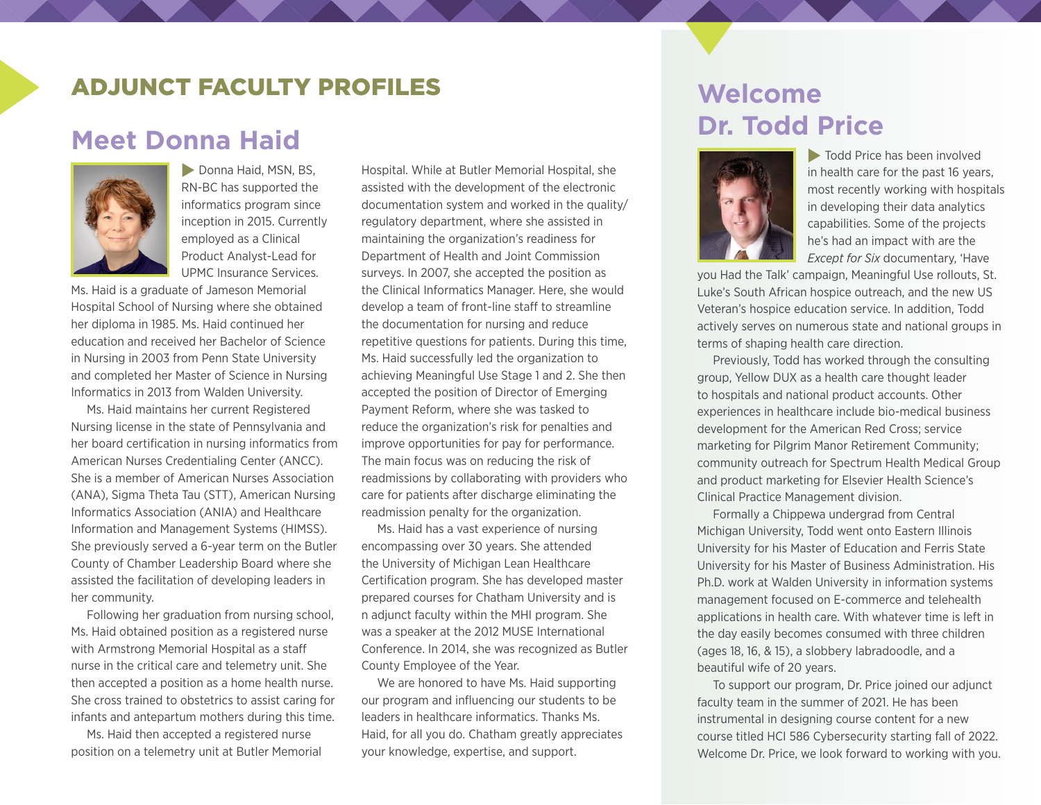# ADJUNCT FACULTY PROFILES

## Meet Donna Haid

Donna Haid, MSN, BS, RN-BC has supported the informatics program since inception in 2015. Currently employed as a Clinical Product Analyst-Lead for UPMC Insurance Services. Ms. Haid is a graduate of Jameson Memorial Hospital School of Nursing where she obtained her diploma in 1985. Ms. Haid continued her education and received her Bachelor of Science in Nursing in 2003 from Penn State University and completed her Master of Science in Nursing Informatics in 2013 from Walden University.

Ms. Haid maintains her current Registered Nursing license in the state of Pennsylvania and her board certification in nursing informatics from American Nurses Credentialing Center (ANCC). She is a member of American Nurses Association (ANA), Sigma Theta Tau (STT), American Nursing Informatics Association (ANIA) and Healthcare Information and Management Systems (HIMSS). She previously served a 6-year term on the Butler County of Chamber Leadership Board where she assisted the facilitation of developing leaders in her community.

Following her graduation from nursing school, Ms. Haid obtained position as a registered nurse with Armstrong Memorial Hospital as a staff nurse in the critical care and telemetry unit. She then accepted a position as a home health nurse. She cross trained to obstetrics to assist caring for infants and antepartum mothers during this time.

Ms. Haid then accepted a registered nurse position on a telemetry unit at Butler Memorial Hospital. While at Butler Memorial Hospital, she assisted with the development of the electronic documentation system and worked in the quality/regulatory department, where she assisted in maintaining the organization's readiness for Department of Health and Joint Commission surveys. In 2007, she accepted the position as the Clinical Informatics Manager. Here, she would develop a team of front-line staff to streamline the documentation for nursing and reduce repetitive questions for patients. During this time, Ms. Haid successfully led the organization to achieving Meaningful Use Stage 1 and 2. She then accepted the position of Director of Emerging Payment Reform, where she was tasked to reduce the organization's risk for penalties and improve opportunities for pay for performance. The main focus was on reducing the risk of readmissions by collaborating with providers who care for patients after discharge eliminating the readmission penalty for the organization.

Ms. Haid has a vast experience of nursing encompassing over 30 years. She attended the University of Michigan Lean Healthcare Certification program. She has developed master prepared courses for Chatham University and is n adjunct faculty within the MHI program. She was a speaker at the 2012 MUSE International Conference. In 2014, she was recognized as Butler County Employee of the Year.

We are honored to have Ms. Haid supporting our program and influencing our students to be leaders in healthcare informatics. Thanks Ms. Haid, for all you do. Chatham greatly appreciates your knowledge, expertise, and support.

## Welcome Dr. Todd Price

Todd Price has been involved in health care for the past 16 years, most recently working with hospitals in developing their data analytics capabilities. Some of the projects he's had an impact with are the *Except for Six* documentary, 'Have you Had the Talk' campaign, Meaningful Use rollouts, St. Luke's South African hospice outreach, and the new US Veteran's hospice education service. In addition, Todd actively serves on numerous state and national groups in terms of shaping health care direction.

Previously, Todd has worked through the consulting group, Yellow DUX as a health care thought leader to hospitals and national product accounts. Other experiences in healthcare include bio-medical business development for the American Red Cross; service marketing for Pilgrim Manor Retirement Community; community outreach for Spectrum Health Medical Group and product marketing for Elsevier Health Science's Clinical Practice Management division.

Formally a Chippewa undergrad from Central Michigan University, Todd went onto Eastern Illinois University for his Master of Education and Ferris State University for his Master of Business Administration. His Ph.D. work at Walden University in information systems management focused on E-commerce and telehealth applications in health care. With whatever time is left in the day easily becomes consumed with three children (ages 18, 16, & 15), a slobbery labradoodle, and a beautiful wife of 20 years.

To support our program, Dr. Price joined our adjunct faculty team in the summer of 2021. He has been instrumental in designing course content for a new course titled HCI 586 Cybersecurity starting fall of 2022. Welcome Dr. Price, we look forward to working with you.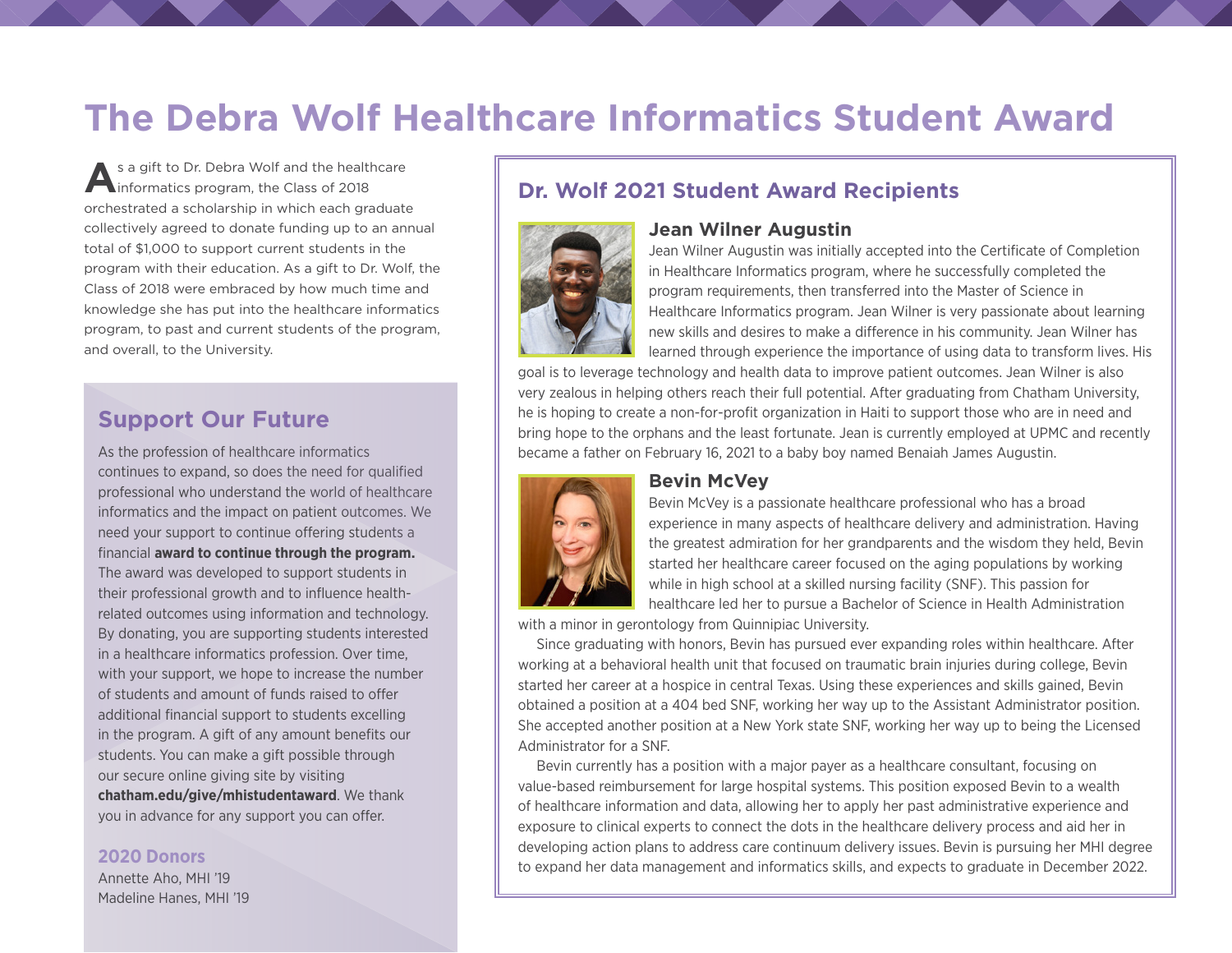# The Debra Wolf Healthcare Informatics Student Award

As a gift to Dr. Debra Wolf and the healthcare informatics program, the Class of 2018 orchestrated a scholarship in which each graduate collectively agreed to donate funding up to an annual total of $1,000 to support current students in the program with their education. As a gift to Dr. Wolf, the Class of 2018 were embraced by how much time and knowledge she has put into the healthcare informatics program, to past and current students of the program, and overall, to the University.

## Support Our Future

As the profession of healthcare informatics continues to expand, so does the need for qualified professional who understand the world of healthcare informatics and the impact on patient outcomes. We need your support to continue offering students a financial **award to continue through the program.** The award was developed to support students in their professional growth and to influence health-related outcomes using information and technology. By donating, you are supporting students interested in a healthcare informatics profession. Over time, with your support, we hope to increase the number of students and amount of funds raised to offer additional financial support to students excelling in the program. A gift of any amount benefits our students. You can make a gift possible through our secure online giving site by visiting **chatham.edu/give/mhistudentaward**. We thank you in advance for any support you can offer.

### 2020 Donors

Annette Aho, MHI '19
Madeline Hanes, MHI '19

## Dr. Wolf 2021 Student Award Recipients

### Jean Wilner Augustin

Jean Wilner Augustin was initially accepted into the Certificate of Completion in Healthcare Informatics program, where he successfully completed the program requirements, then transferred into the Master of Science in Healthcare Informatics program. Jean Wilner is very passionate about learning new skills and desires to make a difference in his community. Jean Wilner has learned through experience the importance of using data to transform lives. His goal is to leverage technology and health data to improve patient outcomes. Jean Wilner is also very zealous in helping others reach their full potential. After graduating from Chatham University, he is hoping to create a non-for-profit organization in Haiti to support those who are in need and bring hope to the orphans and the least fortunate. Jean is currently employed at UPMC and recently became a father on February 16, 2021 to a baby boy named Benaiah James Augustin.

### Bevin McVey

Bevin McVey is a passionate healthcare professional who has a broad experience in many aspects of healthcare delivery and administration. Having the greatest admiration for her grandparents and the wisdom they held, Bevin started her healthcare career focused on the aging populations by working while in high school at a skilled nursing facility (SNF). This passion for healthcare led her to pursue a Bachelor of Science in Health Administration with a minor in gerontology from Quinnipiac University.

Since graduating with honors, Bevin has pursued ever expanding roles within healthcare. After working at a behavioral health unit that focused on traumatic brain injuries during college, Bevin started her career at a hospice in central Texas. Using these experiences and skills gained, Bevin obtained a position at a 404 bed SNF, working her way up to the Assistant Administrator position. She accepted another position at a New York state SNF, working her way up to being the Licensed Administrator for a SNF.

Bevin currently has a position with a major payer as a healthcare consultant, focusing on value-based reimbursement for large hospital systems. This position exposed Bevin to a wealth of healthcare information and data, allowing her to apply her past administrative experience and exposure to clinical experts to connect the dots in the healthcare delivery process and aid her in developing action plans to address care continuum delivery issues. Bevin is pursuing her MHI degree to expand her data management and informatics skills, and expects to graduate in December 2022.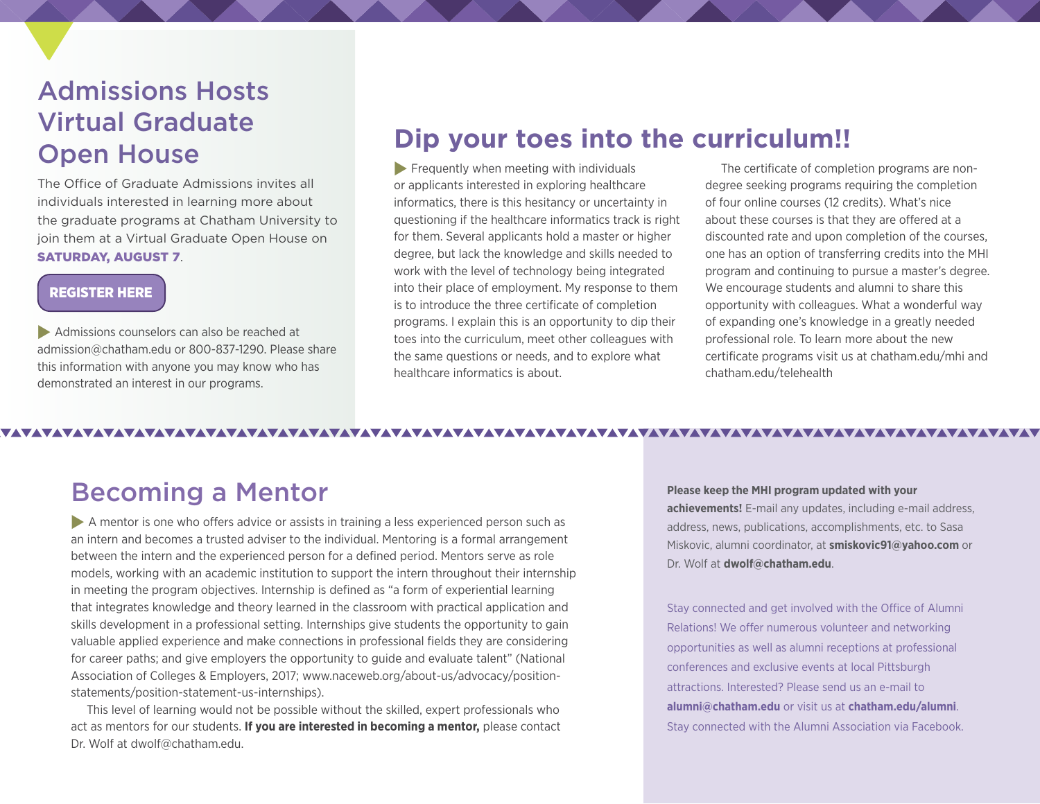## Admissions Hosts Virtual Graduate Open House

The Office of Graduate Admissions invites all individuals interested in learning more about the graduate programs at Chatham University to join them at a Virtual Graduate Open House on **SATURDAY, AUGUST 7**.

**REGISTER HERE**

Admissions counselors can also be reached at admission@chatham.edu or 800-837-1290. Please share this information with anyone you may know who has demonstrated an interest in our programs.

## Dip your toes into the curriculum!!

Frequently when meeting with individuals or applicants interested in exploring healthcare informatics, there is this hesitancy or uncertainty in questioning if the healthcare informatics track is right for them. Several applicants hold a master or higher degree, but lack the knowledge and skills needed to work with the level of technology being integrated into their place of employment. My response to them is to introduce the three certificate of completion programs. I explain this is an opportunity to dip their toes into the curriculum, meet other colleagues with the same questions or needs, and to explore what healthcare informatics is about.

The certificate of completion programs are non-degree seeking programs requiring the completion of four online courses (12 credits). What's nice about these courses is that they are offered at a discounted rate and upon completion of the courses, one has an option of transferring credits into the MHI program and continuing to pursue a master's degree. We encourage students and alumni to share this opportunity with colleagues. What a wonderful way of expanding one's knowledge in a greatly needed professional role. To learn more about the new certificate programs visit us at chatham.edu/mhi and chatham.edu/telehealth

## Becoming a Mentor

A mentor is one who offers advice or assists in training a less experienced person such as an intern and becomes a trusted adviser to the individual. Mentoring is a formal arrangement between the intern and the experienced person for a defined period. Mentors serve as role models, working with an academic institution to support the intern throughout their internship in meeting the program objectives. Internship is defined as "a form of experiential learning that integrates knowledge and theory learned in the classroom with practical application and skills development in a professional setting. Internships give students the opportunity to gain valuable applied experience and make connections in professional fields they are considering for career paths; and give employers the opportunity to guide and evaluate talent" (National Association of Colleges & Employers, 2017; www.naceweb.org/about-us/advocacy/position-statements/position-statement-us-internships).

This level of learning would not be possible without the skilled, expert professionals who act as mentors for our students. **If you are interested in becoming a mentor,** please contact Dr. Wolf at dwolf@chatham.edu.

**Please keep the MHI program updated with your achievements!** E-mail any updates, including e-mail address, address, news, publications, accomplishments, etc. to Sasa Miskovic, alumni coordinator, at **smiskovic91@yahoo.com** or Dr. Wolf at **dwolf@chatham.edu**.

Stay connected and get involved with the Office of Alumni Relations! We offer numerous volunteer and networking opportunities as well as alumni receptions at professional conferences and exclusive events at local Pittsburgh attractions. Interested? Please send us an e-mail to **alumni@chatham.edu** or visit us at **chatham.edu/alumni**. Stay connected with the Alumni Association via Facebook.